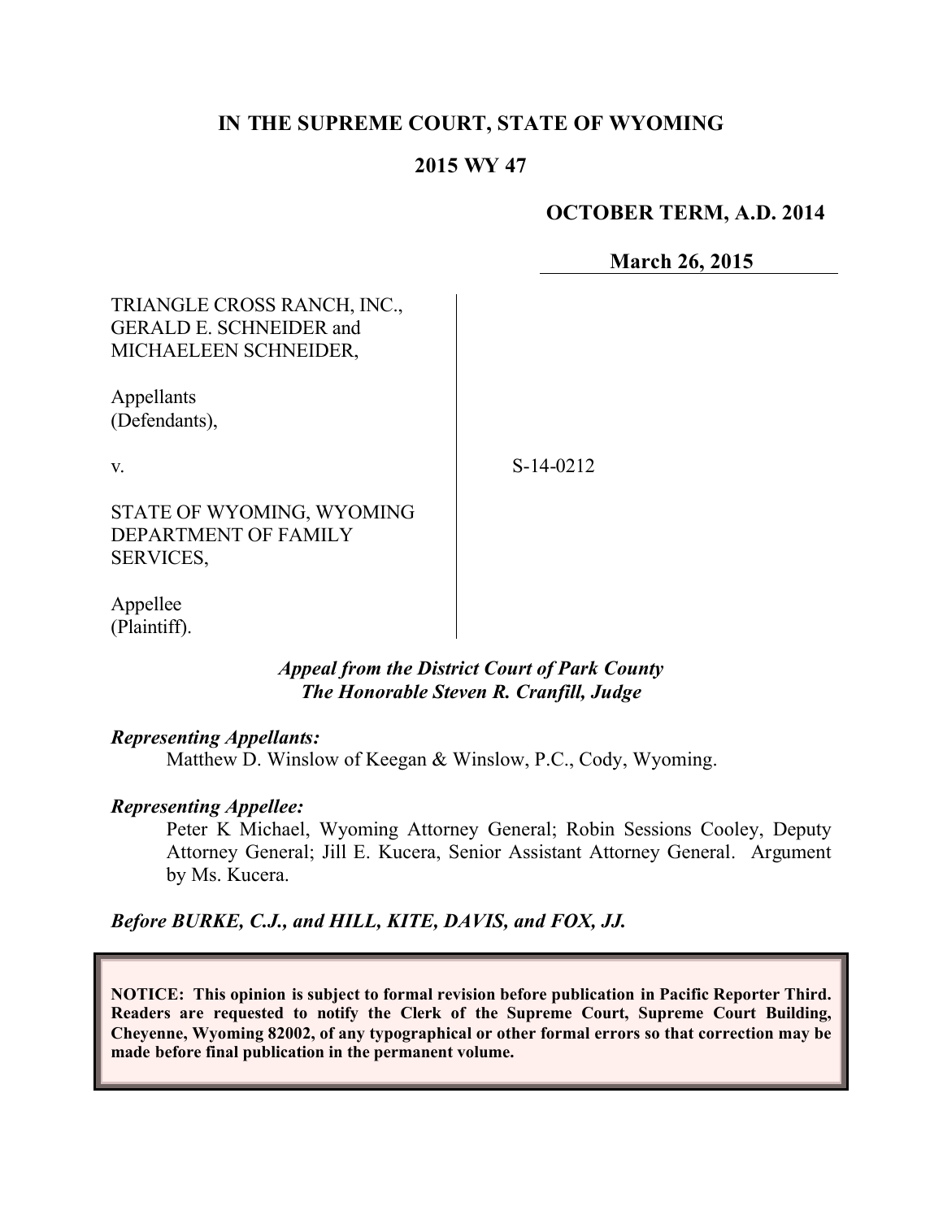**IN THE SUPREME COURT, STATE OF WYOMING**

**2015 WY 47**

**OCTOBER TERM, A.D. 2014**

**March 26, 2015**

TRIANGLE CROSS RANCH, INC., GERALD E. SCHNEIDER and MICHAELEEN SCHNEIDER,

Appellants (Defendants),

v.

STATE OF WYOMING, WYOMING DEPARTMENT OF FAMILY SERVICES,

Appellee (Plaintiff).

S-14-0212

***Appeal from the District Court of Park County***
***The Honorable Steven R. Cranfill, Judge***

***Representing Appellants:***

Matthew D. Winslow of Keegan & Winslow, P.C., Cody, Wyoming.

***Representing Appellee:***

Peter K Michael, Wyoming Attorney General; Robin Sessions Cooley, Deputy Attorney General; Jill E. Kucera, Senior Assistant Attorney General. Argument by Ms. Kucera.

***Before BURKE, C.J., and HILL, KITE, DAVIS, and FOX, JJ.***

**NOTICE: This opinion is subject to formal revision before publication in Pacific Reporter Third. Readers are requested to notify the Clerk of the Supreme Court, Supreme Court Building, Cheyenne, Wyoming 82002, of any typographical or other formal errors so that correction may be made before final publication in the permanent volume.**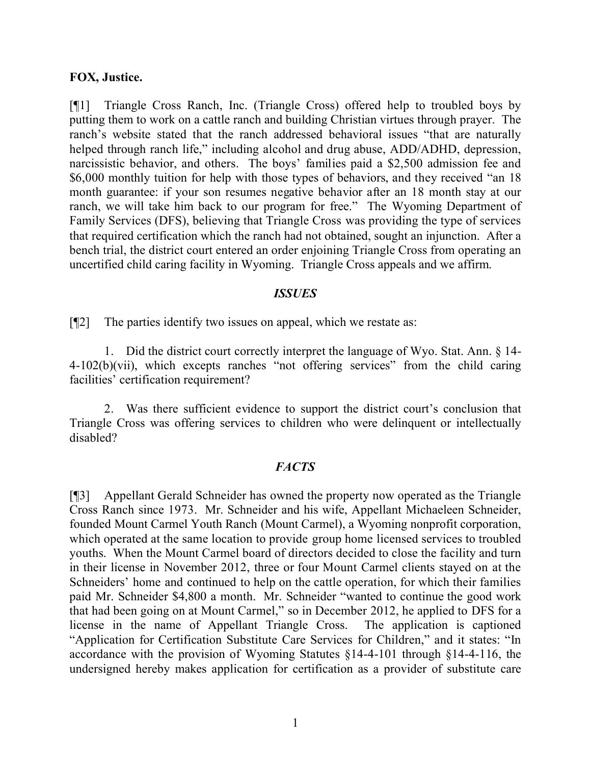**FOX, Justice.**

[¶1] Triangle Cross Ranch, Inc. (Triangle Cross) offered help to troubled boys by putting them to work on a cattle ranch and building Christian virtues through prayer. The ranch's website stated that the ranch addressed behavioral issues "that are naturally helped through ranch life," including alcohol and drug abuse, ADD/ADHD, depression, narcissistic behavior, and others. The boys' families paid a $2,500 admission fee and $6,000 monthly tuition for help with those types of behaviors, and they received "an 18 month guarantee: if your son resumes negative behavior after an 18 month stay at our ranch, we will take him back to our program for free." The Wyoming Department of Family Services (DFS), believing that Triangle Cross was providing the type of services that required certification which the ranch had not obtained, sought an injunction. After a bench trial, the district court entered an order enjoining Triangle Cross from operating an uncertified child caring facility in Wyoming. Triangle Cross appeals and we affirm.

## *ISSUES*

[¶2] The parties identify two issues on appeal, which we restate as:

1. Did the district court correctly interpret the language of Wyo. Stat. Ann. § 14-4-102(b)(vii), which excepts ranches "not offering services" from the child caring facilities' certification requirement?

2. Was there sufficient evidence to support the district court's conclusion that Triangle Cross was offering services to children who were delinquent or intellectually disabled?

## *FACTS*

[¶3] Appellant Gerald Schneider has owned the property now operated as the Triangle Cross Ranch since 1973. Mr. Schneider and his wife, Appellant Michaeleen Schneider, founded Mount Carmel Youth Ranch (Mount Carmel), a Wyoming nonprofit corporation, which operated at the same location to provide group home licensed services to troubled youths. When the Mount Carmel board of directors decided to close the facility and turn in their license in November 2012, three or four Mount Carmel clients stayed on at the Schneiders' home and continued to help on the cattle operation, for which their families paid Mr. Schneider $4,800 a month. Mr. Schneider "wanted to continue the good work that had been going on at Mount Carmel," so in December 2012, he applied to DFS for a license in the name of Appellant Triangle Cross. The application is captioned "Application for Certification Substitute Care Services for Children," and it states: "In accordance with the provision of Wyoming Statutes §14-4-101 through §14-4-116, the undersigned hereby makes application for certification as a provider of substitute care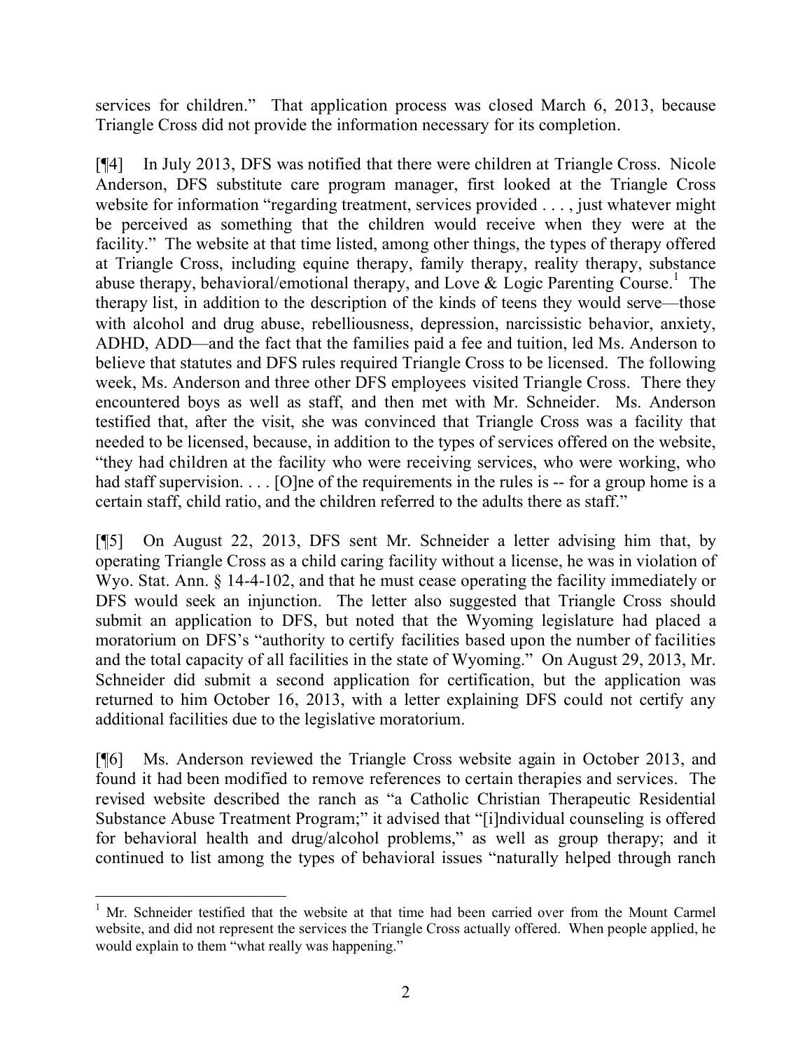services for children." That application process was closed March 6, 2013, because Triangle Cross did not provide the information necessary for its completion.

[¶4] In July 2013, DFS was notified that there were children at Triangle Cross. Nicole Anderson, DFS substitute care program manager, first looked at the Triangle Cross website for information "regarding treatment, services provided . . . , just whatever might be perceived as something that the children would receive when they were at the facility." The website at that time listed, among other things, the types of therapy offered at Triangle Cross, including equine therapy, family therapy, reality therapy, substance abuse therapy, behavioral/emotional therapy, and Love & Logic Parenting Course.[1] The therapy list, in addition to the description of the kinds of teens they would serve—those with alcohol and drug abuse, rebelliousness, depression, narcissistic behavior, anxiety, ADHD, ADD—and the fact that the families paid a fee and tuition, led Ms. Anderson to believe that statutes and DFS rules required Triangle Cross to be licensed. The following week, Ms. Anderson and three other DFS employees visited Triangle Cross. There they encountered boys as well as staff, and then met with Mr. Schneider. Ms. Anderson testified that, after the visit, she was convinced that Triangle Cross was a facility that needed to be licensed, because, in addition to the types of services offered on the website, "they had children at the facility who were receiving services, who were working, who had staff supervision. . . . [O]ne of the requirements in the rules is -- for a group home is a certain staff, child ratio, and the children referred to the adults there as staff."

[¶5] On August 22, 2013, DFS sent Mr. Schneider a letter advising him that, by operating Triangle Cross as a child caring facility without a license, he was in violation of Wyo. Stat. Ann. § 14-4-102, and that he must cease operating the facility immediately or DFS would seek an injunction. The letter also suggested that Triangle Cross should submit an application to DFS, but noted that the Wyoming legislature had placed a moratorium on DFS's "authority to certify facilities based upon the number of facilities and the total capacity of all facilities in the state of Wyoming." On August 29, 2013, Mr. Schneider did submit a second application for certification, but the application was returned to him October 16, 2013, with a letter explaining DFS could not certify any additional facilities due to the legislative moratorium.

[¶6] Ms. Anderson reviewed the Triangle Cross website again in October 2013, and found it had been modified to remove references to certain therapies and services. The revised website described the ranch as "a Catholic Christian Therapeutic Residential Substance Abuse Treatment Program;" it advised that "[i]ndividual counseling is offered for behavioral health and drug/alcohol problems," as well as group therapy; and it continued to list among the types of behavioral issues "naturally helped through ranch

---

[1] Mr. Schneider testified that the website at that time had been carried over from the Mount Carmel website, and did not represent the services the Triangle Cross actually offered. When people applied, he would explain to them "what really was happening."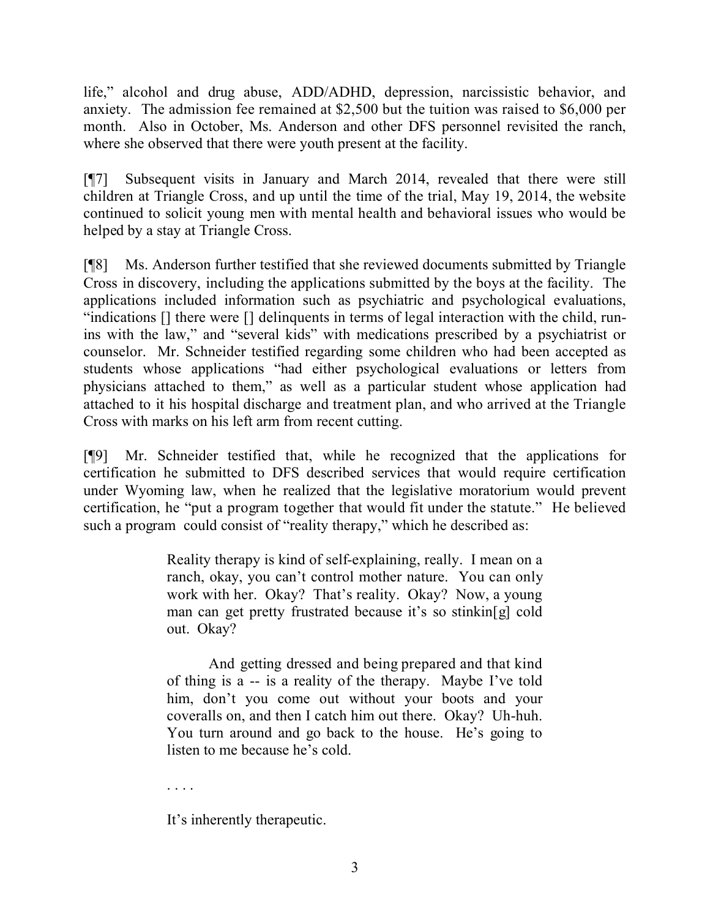life," alcohol and drug abuse, ADD/ADHD, depression, narcissistic behavior, and anxiety. The admission fee remained at $2,500 but the tuition was raised to $6,000 per month. Also in October, Ms. Anderson and other DFS personnel revisited the ranch, where she observed that there were youth present at the facility.

[¶7] Subsequent visits in January and March 2014, revealed that there were still children at Triangle Cross, and up until the time of the trial, May 19, 2014, the website continued to solicit young men with mental health and behavioral issues who would be helped by a stay at Triangle Cross.

[¶8] Ms. Anderson further testified that she reviewed documents submitted by Triangle Cross in discovery, including the applications submitted by the boys at the facility. The applications included information such as psychiatric and psychological evaluations, "indications [] there were [] delinquents in terms of legal interaction with the child, run-ins with the law," and "several kids" with medications prescribed by a psychiatrist or counselor. Mr. Schneider testified regarding some children who had been accepted as students whose applications "had either psychological evaluations or letters from physicians attached to them," as well as a particular student whose application had attached to it his hospital discharge and treatment plan, and who arrived at the Triangle Cross with marks on his left arm from recent cutting.

[¶9] Mr. Schneider testified that, while he recognized that the applications for certification he submitted to DFS described services that would require certification under Wyoming law, when he realized that the legislative moratorium would prevent certification, he "put a program together that would fit under the statute." He believed such a program could consist of "reality therapy," which he described as:

> Reality therapy is kind of self-explaining, really. I mean on a ranch, okay, you can't control mother nature. You can only work with her. Okay? That's reality. Okay? Now, a young man can get pretty frustrated because it's so stinkin[g] cold out. Okay?
>
> And getting dressed and being prepared and that kind of thing is a -- is a reality of the therapy. Maybe I've told him, don't you come out without your boots and your coveralls on, and then I catch him out there. Okay? Uh-huh. You turn around and go back to the house. He's going to listen to me because he's cold.
>
> . . . .
>
> It's inherently therapeutic.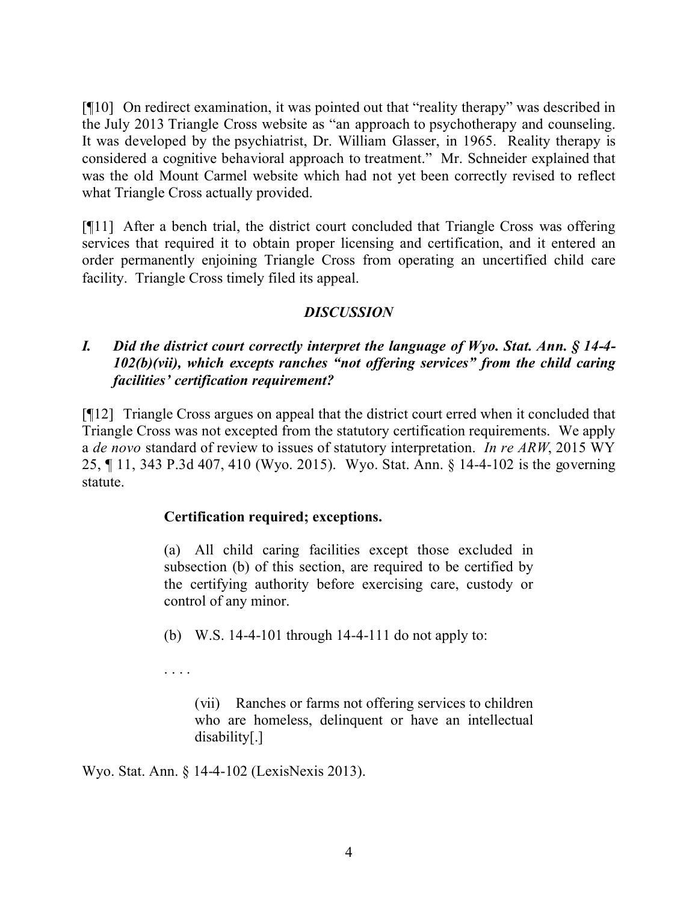[¶10] On redirect examination, it was pointed out that "reality therapy" was described in the July 2013 Triangle Cross website as "an approach to psychotherapy and counseling. It was developed by the psychiatrist, Dr. William Glasser, in 1965. Reality therapy is considered a cognitive behavioral approach to treatment." Mr. Schneider explained that was the old Mount Carmel website which had not yet been correctly revised to reflect what Triangle Cross actually provided.

[¶11] After a bench trial, the district court concluded that Triangle Cross was offering services that required it to obtain proper licensing and certification, and it entered an order permanently enjoining Triangle Cross from operating an uncertified child care facility. Triangle Cross timely filed its appeal.

## *DISCUSSION*

### *I. Did the district court correctly interpret the language of Wyo. Stat. Ann. § 14-4-102(b)(vii), which excepts ranches "not offering services" from the child caring facilities' certification requirement?*

[¶12] Triangle Cross argues on appeal that the district court erred when it concluded that Triangle Cross was not excepted from the statutory certification requirements. We apply a *de novo* standard of review to issues of statutory interpretation. *In re ARW*, 2015 WY 25, ¶ 11, 343 P.3d 407, 410 (Wyo. 2015). Wyo. Stat. Ann. § 14-4-102 is the governing statute.

> **Certification required; exceptions.**
>
> (a) All child caring facilities except those excluded in subsection (b) of this section, are required to be certified by the certifying authority before exercising care, custody or control of any minor.
>
> (b) W.S. 14-4-101 through 14-4-111 do not apply to:
>
> . . . .
>
> > (vii) Ranches or farms not offering services to children who are homeless, delinquent or have an intellectual disability[.]

Wyo. Stat. Ann. § 14-4-102 (LexisNexis 2013).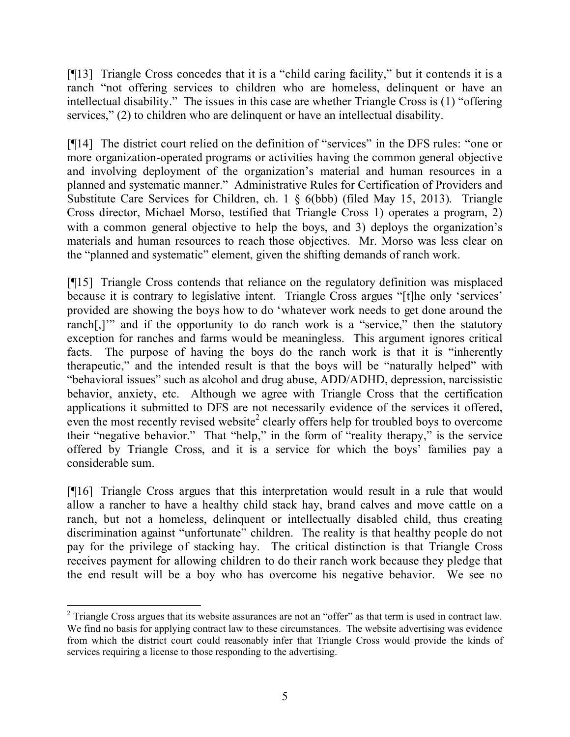[¶13] Triangle Cross concedes that it is a "child caring facility," but it contends it is a ranch "not offering services to children who are homeless, delinquent or have an intellectual disability." The issues in this case are whether Triangle Cross is (1) "offering services," (2) to children who are delinquent or have an intellectual disability.

[¶14] The district court relied on the definition of "services" in the DFS rules: "one or more organization-operated programs or activities having the common general objective and involving deployment of the organization's material and human resources in a planned and systematic manner." Administrative Rules for Certification of Providers and Substitute Care Services for Children, ch. 1 § 6(bbb) (filed May 15, 2013). Triangle Cross director, Michael Morso, testified that Triangle Cross 1) operates a program, 2) with a common general objective to help the boys, and 3) deploys the organization's materials and human resources to reach those objectives. Mr. Morso was less clear on the "planned and systematic" element, given the shifting demands of ranch work.

[¶15] Triangle Cross contends that reliance on the regulatory definition was misplaced because it is contrary to legislative intent. Triangle Cross argues "[t]he only 'services' provided are showing the boys how to do 'whatever work needs to get done around the ranch[,]'" and if the opportunity to do ranch work is a "service," then the statutory exception for ranches and farms would be meaningless. This argument ignores critical facts. The purpose of having the boys do the ranch work is that it is "inherently therapeutic," and the intended result is that the boys will be "naturally helped" with "behavioral issues" such as alcohol and drug abuse, ADD/ADHD, depression, narcissistic behavior, anxiety, etc. Although we agree with Triangle Cross that the certification applications it submitted to DFS are not necessarily evidence of the services it offered, even the most recently revised website[2] clearly offers help for troubled boys to overcome their "negative behavior." That "help," in the form of "reality therapy," is the service offered by Triangle Cross, and it is a service for which the boys' families pay a considerable sum.

[¶16] Triangle Cross argues that this interpretation would result in a rule that would allow a rancher to have a healthy child stack hay, brand calves and move cattle on a ranch, but not a homeless, delinquent or intellectually disabled child, thus creating discrimination against "unfortunate" children. The reality is that healthy people do not pay for the privilege of stacking hay. The critical distinction is that Triangle Cross receives payment for allowing children to do their ranch work because they pledge that the end result will be a boy who has overcome his negative behavior. We see no

---

[2] Triangle Cross argues that its website assurances are not an "offer" as that term is used in contract law. We find no basis for applying contract law to these circumstances. The website advertising was evidence from which the district court could reasonably infer that Triangle Cross would provide the kinds of services requiring a license to those responding to the advertising.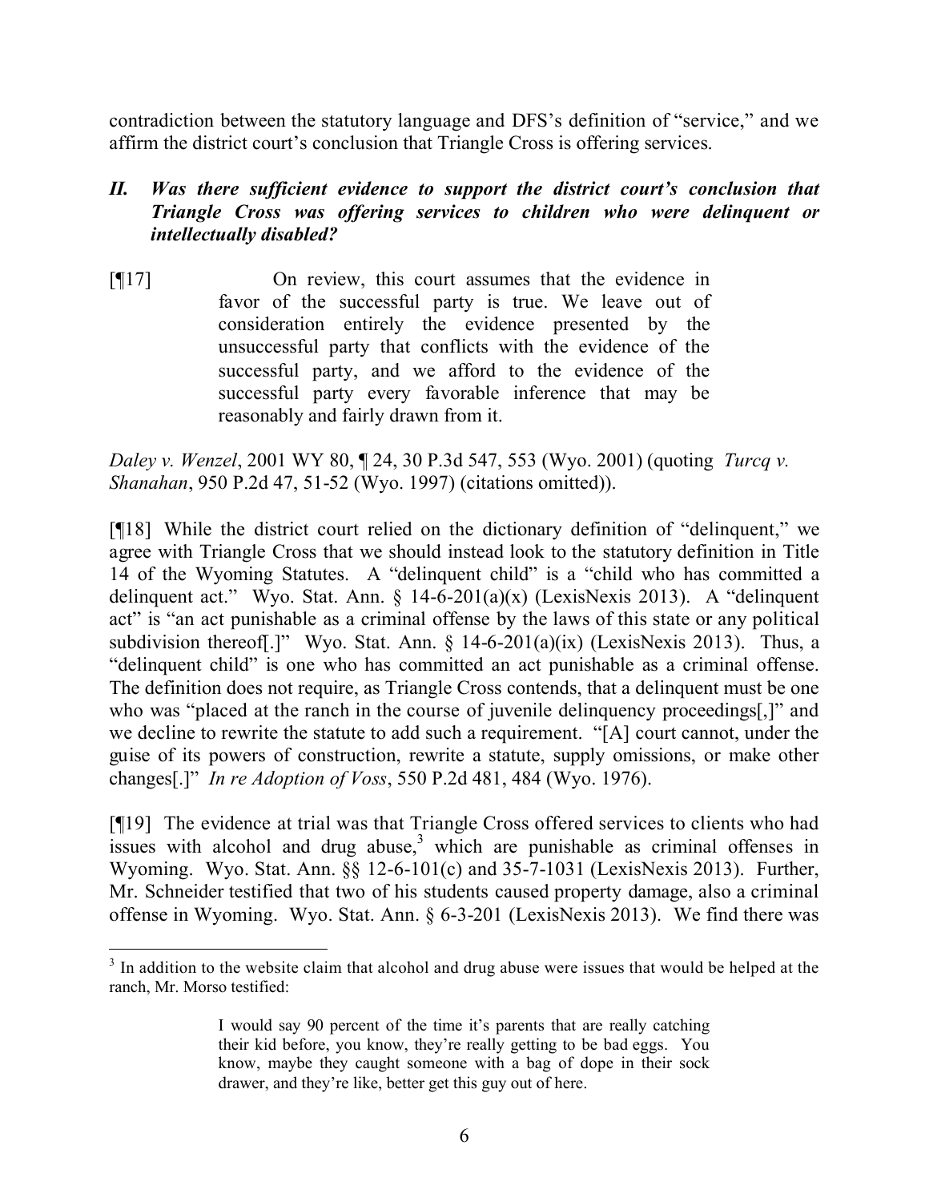contradiction between the statutory language and DFS's definition of "service," and we affirm the district court's conclusion that Triangle Cross is offering services.

### *II. Was there sufficient evidence to support the district court's conclusion that Triangle Cross was offering services to children who were delinquent or intellectually disabled?*

[¶17]

> On review, this court assumes that the evidence in favor of the successful party is true. We leave out of consideration entirely the evidence presented by the unsuccessful party that conflicts with the evidence of the successful party, and we afford to the evidence of the successful party every favorable inference that may be reasonably and fairly drawn from it.

*Daley v. Wenzel*, 2001 WY 80, ¶ 24, 30 P.3d 547, 553 (Wyo. 2001) (quoting *Turcq v. Shanahan*, 950 P.2d 47, 51-52 (Wyo. 1997) (citations omitted)).

[¶18] While the district court relied on the dictionary definition of "delinquent," we agree with Triangle Cross that we should instead look to the statutory definition in Title 14 of the Wyoming Statutes. A "delinquent child" is a "child who has committed a delinquent act." Wyo. Stat. Ann. § 14-6-201(a)(x) (LexisNexis 2013). A "delinquent act" is "an act punishable as a criminal offense by the laws of this state or any political subdivision thereof[.]" Wyo. Stat. Ann. § 14-6-201(a)(ix) (LexisNexis 2013). Thus, a "delinquent child" is one who has committed an act punishable as a criminal offense. The definition does not require, as Triangle Cross contends, that a delinquent must be one who was "placed at the ranch in the course of juvenile delinquency proceedings[,]" and we decline to rewrite the statute to add such a requirement. "[A] court cannot, under the guise of its powers of construction, rewrite a statute, supply omissions, or make other changes[.]" *In re Adoption of Voss*, 550 P.2d 481, 484 (Wyo. 1976).

[¶19] The evidence at trial was that Triangle Cross offered services to clients who had issues with alcohol and drug abuse,[3] which are punishable as criminal offenses in Wyoming. Wyo. Stat. Ann. §§ 12-6-101(c) and 35-7-1031 (LexisNexis 2013). Further, Mr. Schneider testified that two of his students caused property damage, also a criminal offense in Wyoming. Wyo. Stat. Ann. § 6-3-201 (LexisNexis 2013). We find there was

---

[3] In addition to the website claim that alcohol and drug abuse were issues that would be helped at the ranch, Mr. Morso testified:

> I would say 90 percent of the time it's parents that are really catching their kid before, you know, they're really getting to be bad eggs. You know, maybe they caught someone with a bag of dope in their sock drawer, and they're like, better get this guy out of here.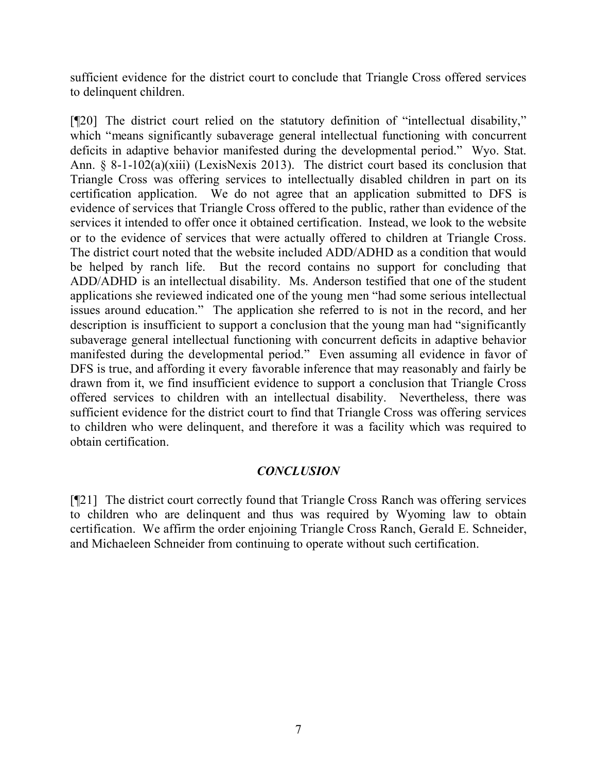sufficient evidence for the district court to conclude that Triangle Cross offered services to delinquent children.

[¶20] The district court relied on the statutory definition of "intellectual disability," which "means significantly subaverage general intellectual functioning with concurrent deficits in adaptive behavior manifested during the developmental period." Wyo. Stat. Ann. § 8-1-102(a)(xiii) (LexisNexis 2013). The district court based its conclusion that Triangle Cross was offering services to intellectually disabled children in part on its certification application. We do not agree that an application submitted to DFS is evidence of services that Triangle Cross offered to the public, rather than evidence of the services it intended to offer once it obtained certification. Instead, we look to the website or to the evidence of services that were actually offered to children at Triangle Cross. The district court noted that the website included ADD/ADHD as a condition that would be helped by ranch life. But the record contains no support for concluding that ADD/ADHD is an intellectual disability. Ms. Anderson testified that one of the student applications she reviewed indicated one of the young men "had some serious intellectual issues around education." The application she referred to is not in the record, and her description is insufficient to support a conclusion that the young man had "significantly subaverage general intellectual functioning with concurrent deficits in adaptive behavior manifested during the developmental period." Even assuming all evidence in favor of DFS is true, and affording it every favorable inference that may reasonably and fairly be drawn from it, we find insufficient evidence to support a conclusion that Triangle Cross offered services to children with an intellectual disability. Nevertheless, there was sufficient evidence for the district court to find that Triangle Cross was offering services to children who were delinquent, and therefore it was a facility which was required to obtain certification.

## *CONCLUSION*

[¶21] The district court correctly found that Triangle Cross Ranch was offering services to children who are delinquent and thus was required by Wyoming law to obtain certification. We affirm the order enjoining Triangle Cross Ranch, Gerald E. Schneider, and Michaeleen Schneider from continuing to operate without such certification.